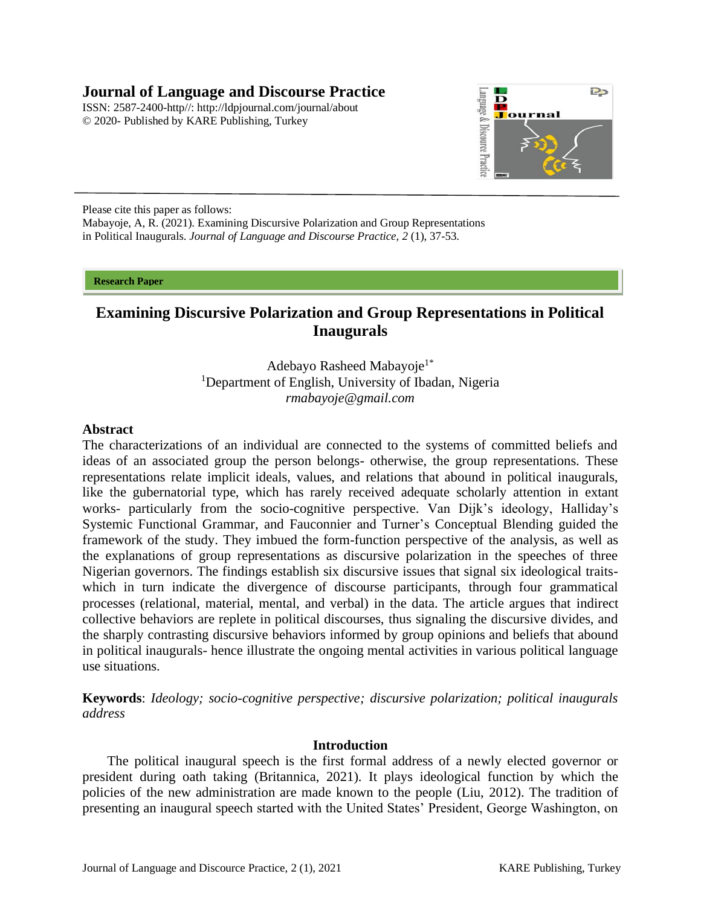**Journal of Language and Discourse Practice**
ISSN: 2587-2400-http//: http://ldpjournal.com/journal/about
© 2020- Published by KARE Publishing, Turkey

Please cite this paper as follows:
Mabayoje, A, R. (2021). Examining Discursive Polarization and Group Representations in Political Inaugurals. *Journal of Language and Discourse Practice, 2* (1), 37-53.

**Research Paper**

# Examining Discursive Polarization and Group Representations in Political Inaugurals

Adebayo Rasheed Mabayoje[1*]
[1]Department of English, University of Ibadan, Nigeria
*rmabayoje@gmail.com*

## Abstract

The characterizations of an individual are connected to the systems of committed beliefs and ideas of an associated group the person belongs- otherwise, the group representations. These representations relate implicit ideals, values, and relations that abound in political inaugurals, like the gubernatorial type, which has rarely received adequate scholarly attention in extant works- particularly from the socio-cognitive perspective. Van Dijk's ideology, Halliday's Systemic Functional Grammar, and Fauconnier and Turner's Conceptual Blending guided the framework of the study. They imbued the form-function perspective of the analysis, as well as the explanations of group representations as discursive polarization in the speeches of three Nigerian governors. The findings establish six discursive issues that signal six ideological traits- which in turn indicate the divergence of discourse participants, through four grammatical processes (relational, material, mental, and verbal) in the data. The article argues that indirect collective behaviors are replete in political discourses, thus signaling the discursive divides, and the sharply contrasting discursive behaviors informed by group opinions and beliefs that abound in political inaugurals- hence illustrate the ongoing mental activities in various political language use situations.

**Keywords**: *Ideology; socio-cognitive perspective; discursive polarization; political inaugurals address*

## Introduction

The political inaugural speech is the first formal address of a newly elected governor or president during oath taking (Britannica, 2021). It plays ideological function by which the policies of the new administration are made known to the people (Liu, 2012). The tradition of presenting an inaugural speech started with the United States' President, George Washington, on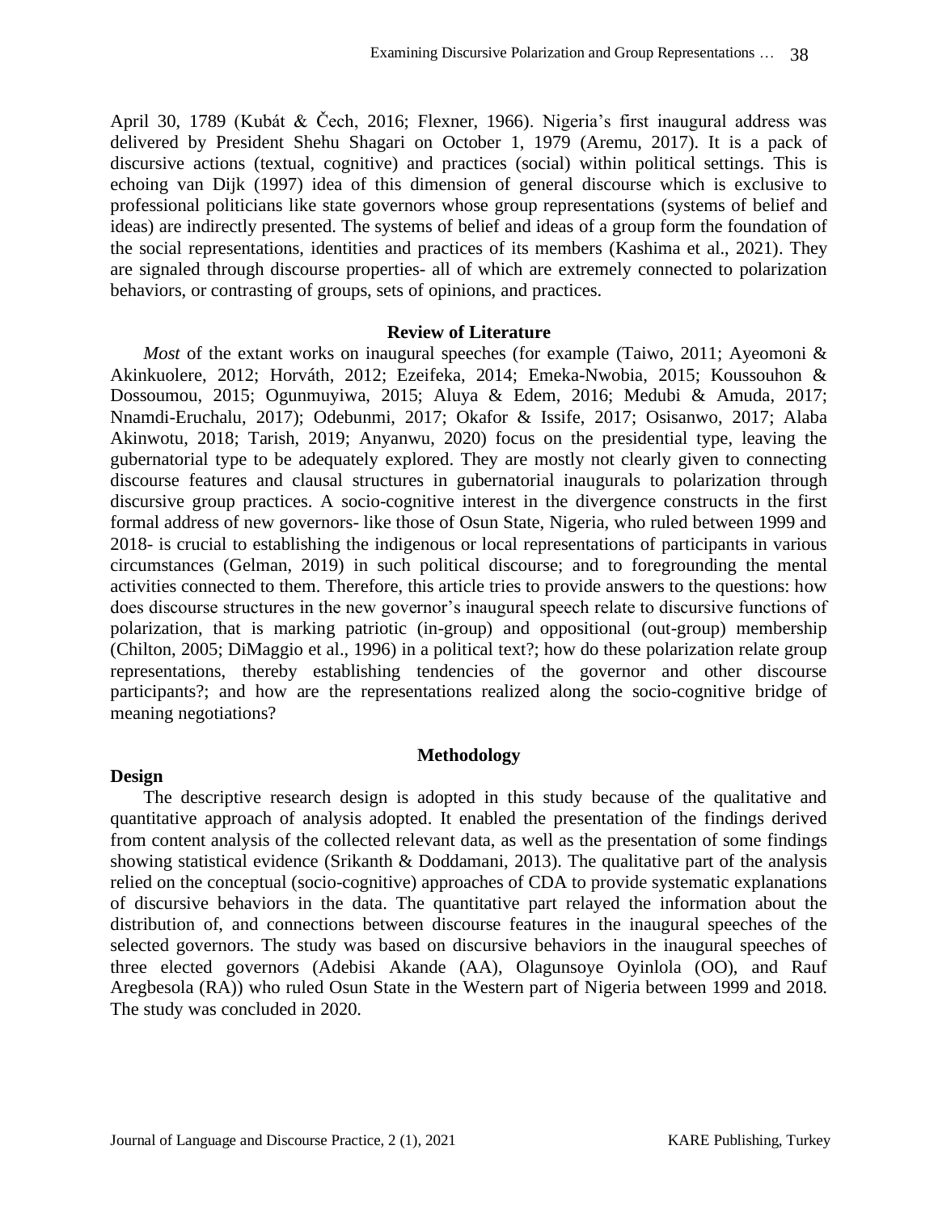April 30, 1789 (Kubát & Čech, 2016; Flexner, 1966). Nigeria's first inaugural address was delivered by President Shehu Shagari on October 1, 1979 (Aremu, 2017). It is a pack of discursive actions (textual, cognitive) and practices (social) within political settings. This is echoing van Dijk (1997) idea of this dimension of general discourse which is exclusive to professional politicians like state governors whose group representations (systems of belief and ideas) are indirectly presented. The systems of belief and ideas of a group form the foundation of the social representations, identities and practices of its members (Kashima et al., 2021). They are signaled through discourse properties- all of which are extremely connected to polarization behaviors, or contrasting of groups, sets of opinions, and practices.

## Review of Literature

*Most* of the extant works on inaugural speeches (for example (Taiwo, 2011; Ayeomoni & Akinkuolere, 2012; Horváth, 2012; Ezeifeka, 2014; Emeka-Nwobia, 2015; Koussouhon & Dossoumou, 2015; Ogunmuyiwa, 2015; Aluya & Edem, 2016; Medubi & Amuda, 2017; Nnamdi-Eruchalu, 2017); Odebunmi, 2017; Okafor & Issife, 2017; Osisanwo, 2017; Alaba Akinwotu, 2018; Tarish, 2019; Anyanwu, 2020) focus on the presidential type, leaving the gubernatorial type to be adequately explored. They are mostly not clearly given to connecting discourse features and clausal structures in gubernatorial inaugurals to polarization through discursive group practices. A socio-cognitive interest in the divergence constructs in the first formal address of new governors- like those of Osun State, Nigeria, who ruled between 1999 and 2018- is crucial to establishing the indigenous or local representations of participants in various circumstances (Gelman, 2019) in such political discourse; and to foregrounding the mental activities connected to them. Therefore, this article tries to provide answers to the questions: how does discourse structures in the new governor's inaugural speech relate to discursive functions of polarization, that is marking patriotic (in-group) and oppositional (out-group) membership (Chilton, 2005; DiMaggio et al., 1996) in a political text?; how do these polarization relate group representations, thereby establishing tendencies of the governor and other discourse participants?; and how are the representations realized along the socio-cognitive bridge of meaning negotiations?

## Methodology

### Design

The descriptive research design is adopted in this study because of the qualitative and quantitative approach of analysis adopted. It enabled the presentation of the findings derived from content analysis of the collected relevant data, as well as the presentation of some findings showing statistical evidence (Srikanth & Doddamani, 2013). The qualitative part of the analysis relied on the conceptual (socio-cognitive) approaches of CDA to provide systematic explanations of discursive behaviors in the data. The quantitative part relayed the information about the distribution of, and connections between discourse features in the inaugural speeches of the selected governors. The study was based on discursive behaviors in the inaugural speeches of three elected governors (Adebisi Akande (AA), Olagunsoye Oyinlola (OO), and Rauf Aregbesola (RA)) who ruled Osun State in the Western part of Nigeria between 1999 and 2018. The study was concluded in 2020.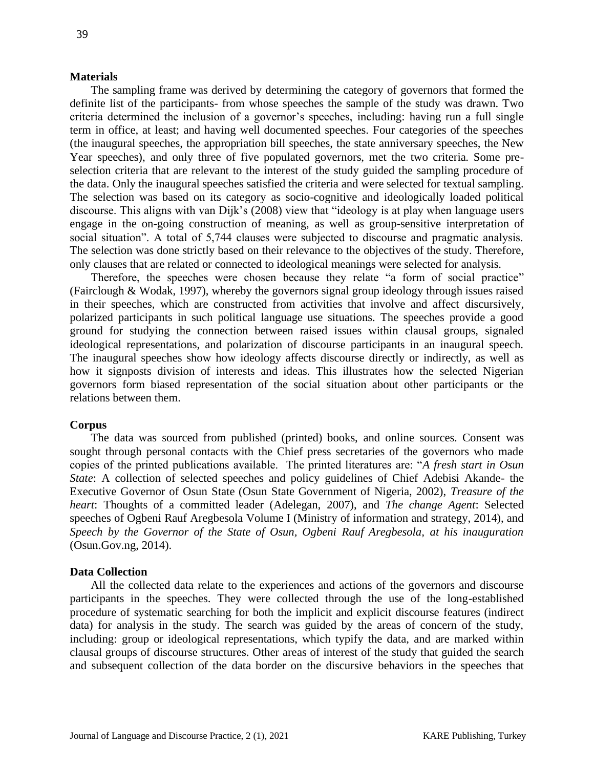### Materials

The sampling frame was derived by determining the category of governors that formed the definite list of the participants- from whose speeches the sample of the study was drawn. Two criteria determined the inclusion of a governor's speeches, including: having run a full single term in office, at least; and having well documented speeches. Four categories of the speeches (the inaugural speeches, the appropriation bill speeches, the state anniversary speeches, the New Year speeches), and only three of five populated governors, met the two criteria. Some pre-selection criteria that are relevant to the interest of the study guided the sampling procedure of the data. Only the inaugural speeches satisfied the criteria and were selected for textual sampling. The selection was based on its category as socio-cognitive and ideologically loaded political discourse. This aligns with van Dijk's (2008) view that "ideology is at play when language users engage in the on-going construction of meaning, as well as group-sensitive interpretation of social situation". A total of 5,744 clauses were subjected to discourse and pragmatic analysis. The selection was done strictly based on their relevance to the objectives of the study. Therefore, only clauses that are related or connected to ideological meanings were selected for analysis.

Therefore, the speeches were chosen because they relate "a form of social practice" (Fairclough & Wodak, 1997), whereby the governors signal group ideology through issues raised in their speeches, which are constructed from activities that involve and affect discursively, polarized participants in such political language use situations. The speeches provide a good ground for studying the connection between raised issues within clausal groups, signaled ideological representations, and polarization of discourse participants in an inaugural speech. The inaugural speeches show how ideology affects discourse directly or indirectly, as well as how it signposts division of interests and ideas. This illustrates how the selected Nigerian governors form biased representation of the social situation about other participants or the relations between them.

### Corpus

The data was sourced from published (printed) books, and online sources. Consent was sought through personal contacts with the Chief press secretaries of the governors who made copies of the printed publications available. The printed literatures are: "*A fresh start in Osun State*: A collection of selected speeches and policy guidelines of Chief Adebisi Akande- the Executive Governor of Osun State (Osun State Government of Nigeria, 2002), *Treasure of the heart*: Thoughts of a committed leader (Adelegan, 2007), and *The change Agent*: Selected speeches of Ogbeni Rauf Aregbesola Volume I (Ministry of information and strategy, 2014), and *Speech by the Governor of the State of Osun, Ogbeni Rauf Aregbesola, at his inauguration* (Osun.Gov.ng, 2014).

### Data Collection

All the collected data relate to the experiences and actions of the governors and discourse participants in the speeches. They were collected through the use of the long-established procedure of systematic searching for both the implicit and explicit discourse features (indirect data) for analysis in the study. The search was guided by the areas of concern of the study, including: group or ideological representations, which typify the data, and are marked within clausal groups of discourse structures. Other areas of interest of the study that guided the search and subsequent collection of the data border on the discursive behaviors in the speeches that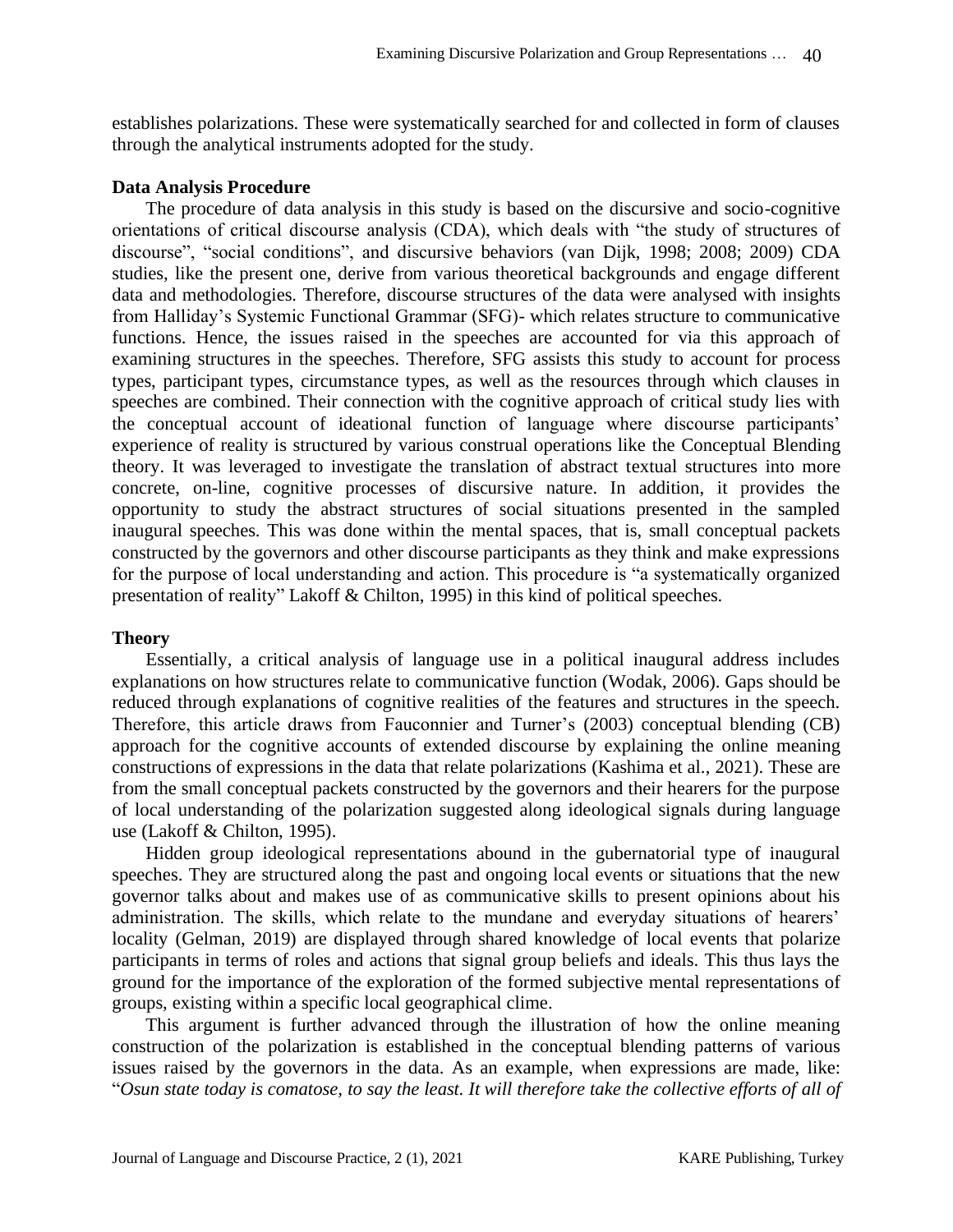establishes polarizations. These were systematically searched for and collected in form of clauses through the analytical instruments adopted for the study.

### Data Analysis Procedure

The procedure of data analysis in this study is based on the discursive and socio-cognitive orientations of critical discourse analysis (CDA), which deals with "the study of structures of discourse", "social conditions", and discursive behaviors (van Dijk, 1998; 2008; 2009) CDA studies, like the present one, derive from various theoretical backgrounds and engage different data and methodologies. Therefore, discourse structures of the data were analysed with insights from Halliday's Systemic Functional Grammar (SFG)- which relates structure to communicative functions. Hence, the issues raised in the speeches are accounted for via this approach of examining structures in the speeches. Therefore, SFG assists this study to account for process types, participant types, circumstance types, as well as the resources through which clauses in speeches are combined. Their connection with the cognitive approach of critical study lies with the conceptual account of ideational function of language where discourse participants' experience of reality is structured by various construal operations like the Conceptual Blending theory. It was leveraged to investigate the translation of abstract textual structures into more concrete, on-line, cognitive processes of discursive nature. In addition, it provides the opportunity to study the abstract structures of social situations presented in the sampled inaugural speeches. This was done within the mental spaces, that is, small conceptual packets constructed by the governors and other discourse participants as they think and make expressions for the purpose of local understanding and action. This procedure is "a systematically organized presentation of reality" Lakoff & Chilton, 1995) in this kind of political speeches.

### Theory

Essentially, a critical analysis of language use in a political inaugural address includes explanations on how structures relate to communicative function (Wodak, 2006). Gaps should be reduced through explanations of cognitive realities of the features and structures in the speech. Therefore, this article draws from Fauconnier and Turner's (2003) conceptual blending (CB) approach for the cognitive accounts of extended discourse by explaining the online meaning constructions of expressions in the data that relate polarizations (Kashima et al., 2021). These are from the small conceptual packets constructed by the governors and their hearers for the purpose of local understanding of the polarization suggested along ideological signals during language use (Lakoff & Chilton, 1995).

Hidden group ideological representations abound in the gubernatorial type of inaugural speeches. They are structured along the past and ongoing local events or situations that the new governor talks about and makes use of as communicative skills to present opinions about his administration. The skills, which relate to the mundane and everyday situations of hearers' locality (Gelman, 2019) are displayed through shared knowledge of local events that polarize participants in terms of roles and actions that signal group beliefs and ideals. This thus lays the ground for the importance of the exploration of the formed subjective mental representations of groups, existing within a specific local geographical clime.

This argument is further advanced through the illustration of how the online meaning construction of the polarization is established in the conceptual blending patterns of various issues raised by the governors in the data. As an example, when expressions are made, like: "*Osun state today is comatose, to say the least. It will therefore take the collective efforts of all of*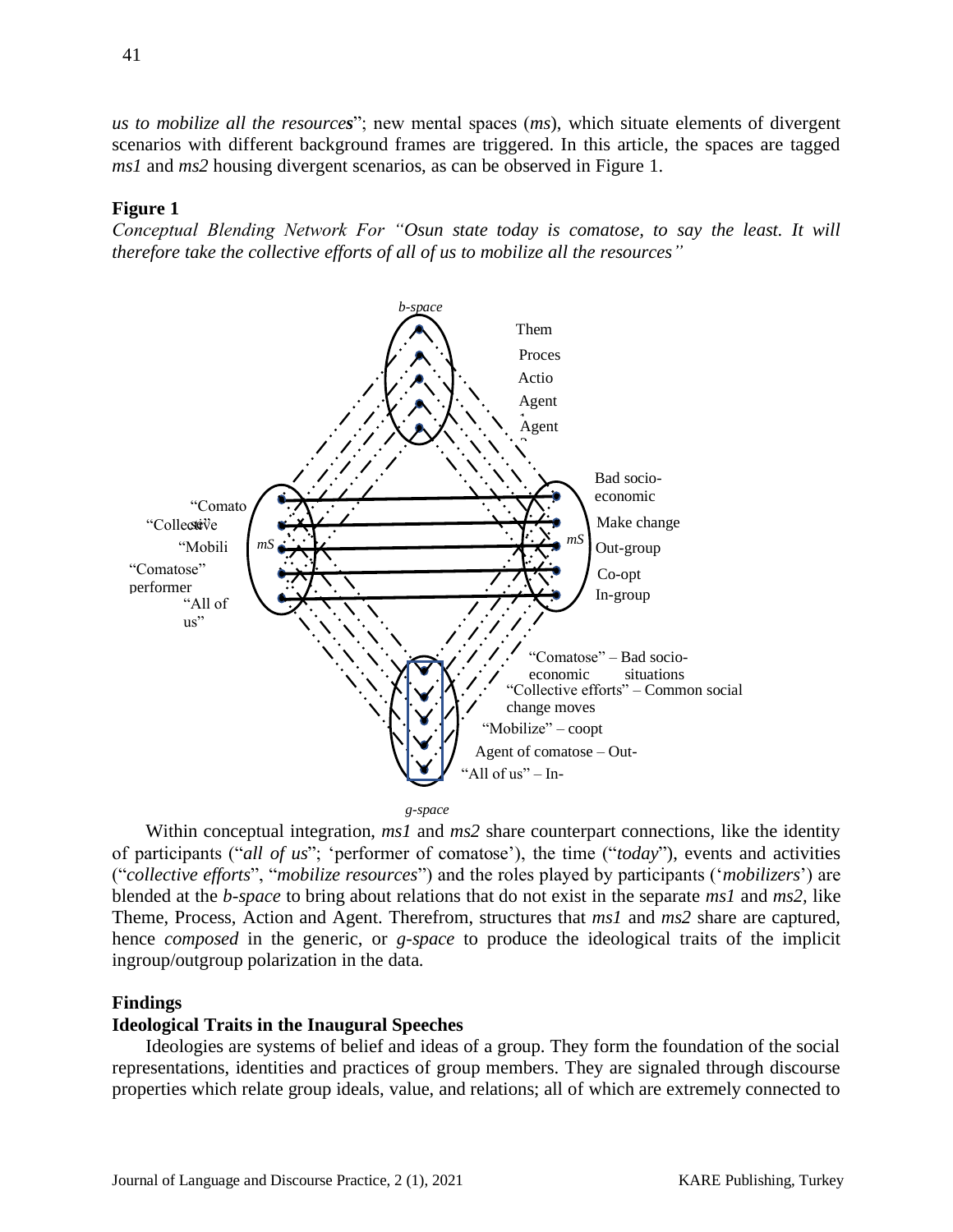*us to mobilize all the resources*"; new mental spaces (*ms*), which situate elements of divergent scenarios with different background frames are triggered. In this article, the spaces are tagged *ms1* and *ms2* housing divergent scenarios, as can be observed in Figure 1.

**Figure 1**

*Conceptual Blending Network For "Osun state today is comatose, to say the least. It will therefore take the collective efforts of all of us to mobilize all the resources"*

Within conceptual integration, *ms1* and *ms2* share counterpart connections, like the identity of participants ("*all of us*"; 'performer of comatose'), the time ("*today*"), events and activities ("*collective efforts*", "*mobilize resources*") and the roles played by participants ('*mobilizers*') are blended at the *b-space* to bring about relations that do not exist in the separate *ms1* and *ms2*, like Theme, Process, Action and Agent. Therefrom, structures that *ms1* and *ms2* share are captured, hence *composed* in the generic, or *g-space* to produce the ideological traits of the implicit ingroup/outgroup polarization in the data.

## Findings

### Ideological Traits in the Inaugural Speeches

Ideologies are systems of belief and ideas of a group. They form the foundation of the social representations, identities and practices of group members. They are signaled through discourse properties which relate group ideals, value, and relations; all of which are extremely connected to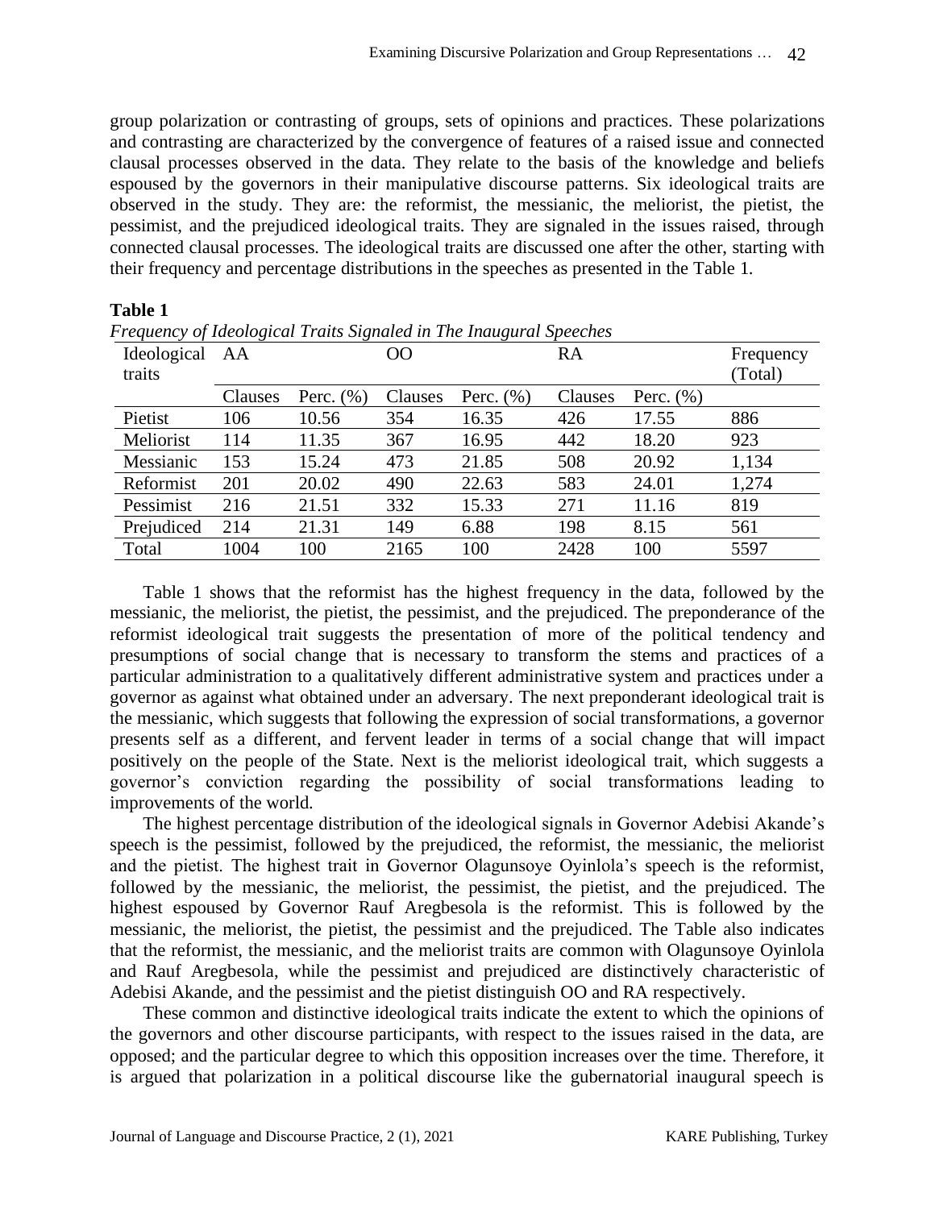group polarization or contrasting of groups, sets of opinions and practices. These polarizations and contrasting are characterized by the convergence of features of a raised issue and connected clausal processes observed in the data. They relate to the basis of the knowledge and beliefs espoused by the governors in their manipulative discourse patterns. Six ideological traits are observed in the study. They are: the reformist, the messianic, the meliorist, the pietist, the pessimist, and the prejudiced ideological traits. They are signaled in the issues raised, through connected clausal processes. The ideological traits are discussed one after the other, starting with their frequency and percentage distributions in the speeches as presented in the Table 1.

**Table 1**

*Frequency of Ideological Traits Signaled in The Inaugural Speeches*

| Ideological traits | AA | | OO | | RA | | Frequency (Total) |
|---|---|---|---|---|---|---|---|
| | Clauses | Perc. (%) | Clauses | Perc. (%) | Clauses | Perc. (%) | |
| Pietist | 106 | 10.56 | 354 | 16.35 | 426 | 17.55 | 886 |
| Meliorist | 114 | 11.35 | 367 | 16.95 | 442 | 18.20 | 923 |
| Messianic | 153 | 15.24 | 473 | 21.85 | 508 | 20.92 | 1,134 |
| Reformist | 201 | 20.02 | 490 | 22.63 | 583 | 24.01 | 1,274 |
| Pessimist | 216 | 21.51 | 332 | 15.33 | 271 | 11.16 | 819 |
| Prejudiced | 214 | 21.31 | 149 | 6.88 | 198 | 8.15 | 561 |
| Total | 1004 | 100 | 2165 | 100 | 2428 | 100 | 5597 |

Table 1 shows that the reformist has the highest frequency in the data, followed by the messianic, the meliorist, the pietist, the pessimist, and the prejudiced. The preponderance of the reformist ideological trait suggests the presentation of more of the political tendency and presumptions of social change that is necessary to transform the stems and practices of a particular administration to a qualitatively different administrative system and practices under a governor as against what obtained under an adversary. The next preponderant ideological trait is the messianic, which suggests that following the expression of social transformations, a governor presents self as a different, and fervent leader in terms of a social change that will impact positively on the people of the State. Next is the meliorist ideological trait, which suggests a governor's conviction regarding the possibility of social transformations leading to improvements of the world.

The highest percentage distribution of the ideological signals in Governor Adebisi Akande's speech is the pessimist, followed by the prejudiced, the reformist, the messianic, the meliorist and the pietist. The highest trait in Governor Olagunsoye Oyinlola's speech is the reformist, followed by the messianic, the meliorist, the pessimist, the pietist, and the prejudiced. The highest espoused by Governor Rauf Aregbesola is the reformist. This is followed by the messianic, the meliorist, the pietist, the pessimist and the prejudiced. The Table also indicates that the reformist, the messianic, and the meliorist traits are common with Olagunsoye Oyinlola and Rauf Aregbesola, while the pessimist and prejudiced are distinctively characteristic of Adebisi Akande, and the pessimist and the pietist distinguish OO and RA respectively.

These common and distinctive ideological traits indicate the extent to which the opinions of the governors and other discourse participants, with respect to the issues raised in the data, are opposed; and the particular degree to which this opposition increases over the time. Therefore, it is argued that polarization in a political discourse like the gubernatorial inaugural speech is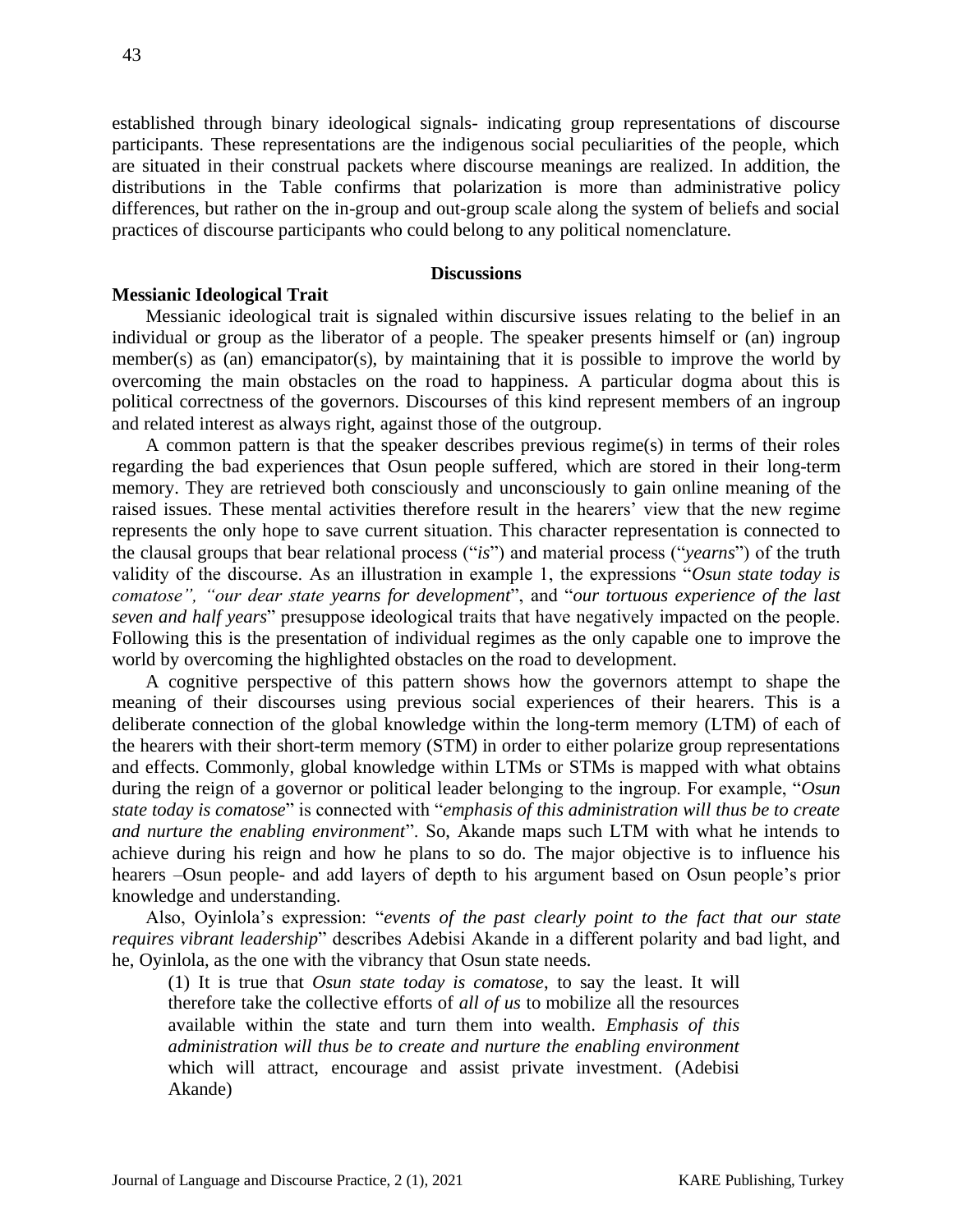established through binary ideological signals- indicating group representations of discourse participants. These representations are the indigenous social peculiarities of the people, which are situated in their construal packets where discourse meanings are realized. In addition, the distributions in the Table confirms that polarization is more than administrative policy differences, but rather on the in-group and out-group scale along the system of beliefs and social practices of discourse participants who could belong to any political nomenclature.

## Discussions

### Messianic Ideological Trait

Messianic ideological trait is signaled within discursive issues relating to the belief in an individual or group as the liberator of a people. The speaker presents himself or (an) ingroup member(s) as (an) emancipator(s), by maintaining that it is possible to improve the world by overcoming the main obstacles on the road to happiness. A particular dogma about this is political correctness of the governors. Discourses of this kind represent members of an ingroup and related interest as always right, against those of the outgroup.

A common pattern is that the speaker describes previous regime(s) in terms of their roles regarding the bad experiences that Osun people suffered, which are stored in their long-term memory. They are retrieved both consciously and unconsciously to gain online meaning of the raised issues. These mental activities therefore result in the hearers' view that the new regime represents the only hope to save current situation. This character representation is connected to the clausal groups that bear relational process ("*is*") and material process ("*yearns*") of the truth validity of the discourse. As an illustration in example 1, the expressions "*Osun state today is comatose", "our dear state yearns for development*", and "*our tortuous experience of the last seven and half years*" presuppose ideological traits that have negatively impacted on the people. Following this is the presentation of individual regimes as the only capable one to improve the world by overcoming the highlighted obstacles on the road to development.

A cognitive perspective of this pattern shows how the governors attempt to shape the meaning of their discourses using previous social experiences of their hearers. This is a deliberate connection of the global knowledge within the long-term memory (LTM) of each of the hearers with their short-term memory (STM) in order to either polarize group representations and effects. Commonly, global knowledge within LTMs or STMs is mapped with what obtains during the reign of a governor or political leader belonging to the ingroup. For example, "*Osun state today is comatose*" is connected with "*emphasis of this administration will thus be to create and nurture the enabling environment*". So, Akande maps such LTM with what he intends to achieve during his reign and how he plans to so do. The major objective is to influence his hearers –Osun people- and add layers of depth to his argument based on Osun people's prior knowledge and understanding.

Also, Oyinlola's expression: "*events of the past clearly point to the fact that our state requires vibrant leadership*" describes Adebisi Akande in a different polarity and bad light, and he, Oyinlola, as the one with the vibrancy that Osun state needs.

> (1) It is true that *Osun state today is comatose*, to say the least. It will therefore take the collective efforts of *all of us* to mobilize all the resources available within the state and turn them into wealth. *Emphasis of this administration will thus be to create and nurture the enabling environment* which will attract, encourage and assist private investment. (Adebisi Akande)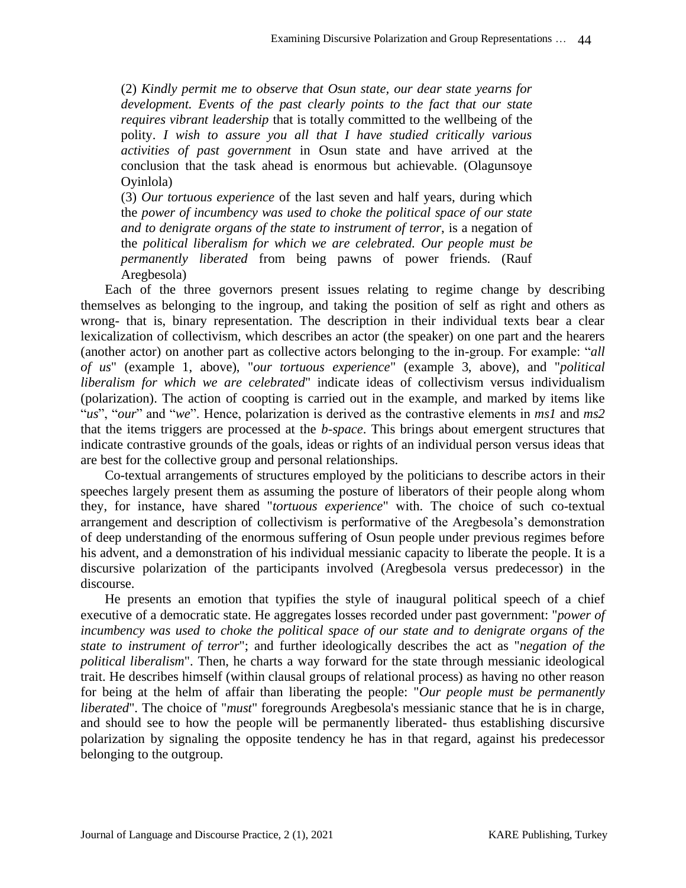(2) *Kindly permit me to observe that Osun state, our dear state yearns for development. Events of the past clearly points to the fact that our state requires vibrant leadership* that is totally committed to the wellbeing of the polity. *I wish to assure you all that I have studied critically various activities of past government* in Osun state and have arrived at the conclusion that the task ahead is enormous but achievable. (Olagunsoye Oyinlola)

(3) *Our tortuous experience* of the last seven and half years, during which the *power of incumbency was used to choke the political space of our state and to denigrate organs of the state to instrument of terror*, is a negation of the *political liberalism for which we are celebrated. Our people must be permanently liberated* from being pawns of power friends. (Rauf Aregbesola)

Each of the three governors present issues relating to regime change by describing themselves as belonging to the ingroup, and taking the position of self as right and others as wrong- that is, binary representation. The description in their individual texts bear a clear lexicalization of collectivism, which describes an actor (the speaker) on one part and the hearers (another actor) on another part as collective actors belonging to the in-group. For example: "*all of us*" (example 1, above), "*our tortuous experience*" (example 3, above), and "*political liberalism for which we are celebrated*" indicate ideas of collectivism versus individualism (polarization). The action of coopting is carried out in the example, and marked by items like "*us*", "*our*" and "*we*". Hence, polarization is derived as the contrastive elements in *ms1* and *ms2* that the items triggers are processed at the *b-space*. This brings about emergent structures that indicate contrastive grounds of the goals, ideas or rights of an individual person versus ideas that are best for the collective group and personal relationships.

Co-textual arrangements of structures employed by the politicians to describe actors in their speeches largely present them as assuming the posture of liberators of their people along whom they, for instance, have shared "*tortuous experience*" with. The choice of such co-textual arrangement and description of collectivism is performative of the Aregbesola's demonstration of deep understanding of the enormous suffering of Osun people under previous regimes before his advent, and a demonstration of his individual messianic capacity to liberate the people. It is a discursive polarization of the participants involved (Aregbesola versus predecessor) in the discourse.

He presents an emotion that typifies the style of inaugural political speech of a chief executive of a democratic state. He aggregates losses recorded under past government: "*power of incumbency was used to choke the political space of our state and to denigrate organs of the state to instrument of terror*"; and further ideologically describes the act as "*negation of the political liberalism*". Then, he charts a way forward for the state through messianic ideological trait. He describes himself (within clausal groups of relational process) as having no other reason for being at the helm of affair than liberating the people: "*Our people must be permanently liberated*". The choice of "*must*" foregrounds Aregbesola's messianic stance that he is in charge, and should see to how the people will be permanently liberated- thus establishing discursive polarization by signaling the opposite tendency he has in that regard, against his predecessor belonging to the outgroup.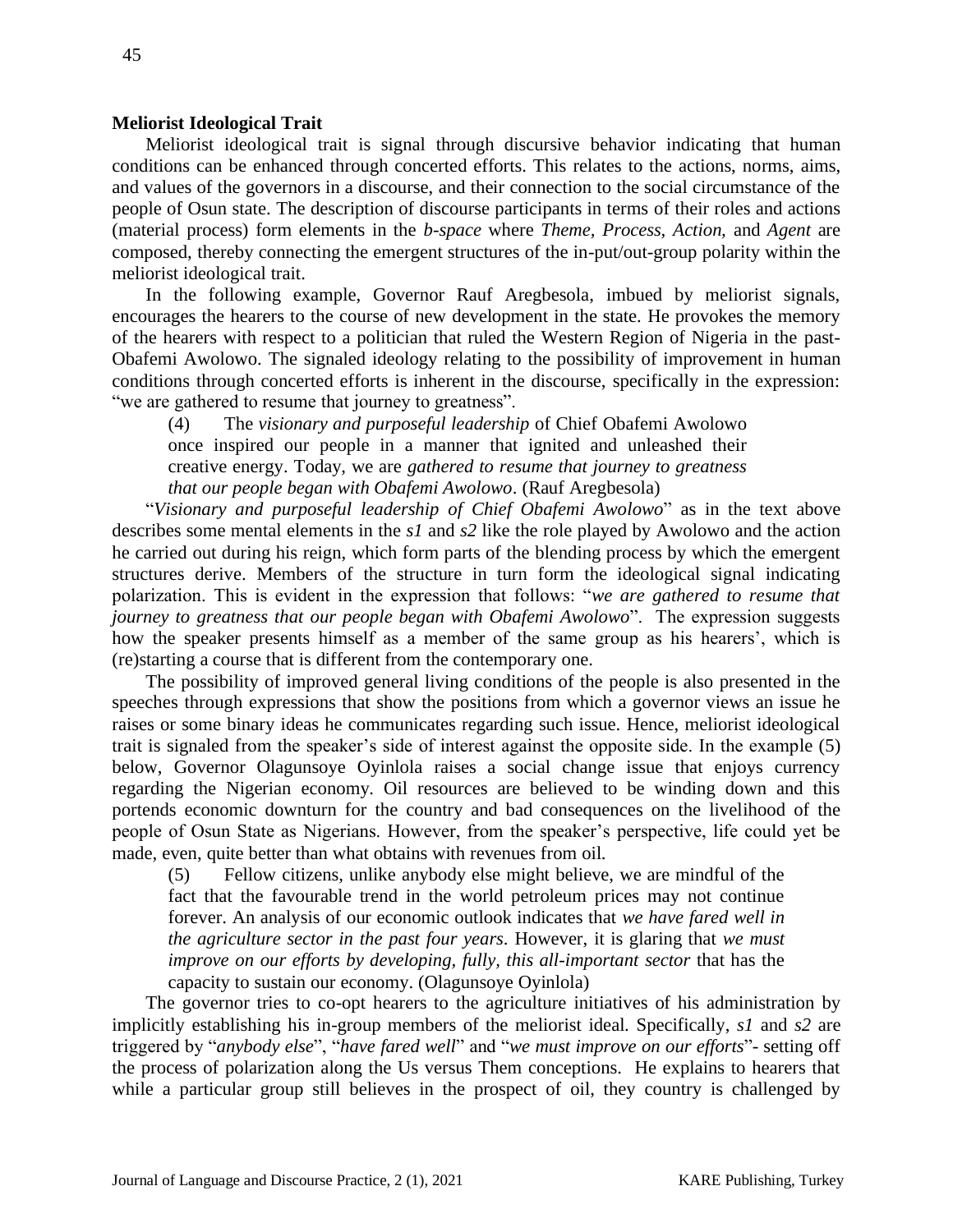### Meliorist Ideological Trait

Meliorist ideological trait is signal through discursive behavior indicating that human conditions can be enhanced through concerted efforts. This relates to the actions, norms, aims, and values of the governors in a discourse, and their connection to the social circumstance of the people of Osun state. The description of discourse participants in terms of their roles and actions (material process) form elements in the *b-space* where *Theme, Process, Action,* and *Agent* are composed, thereby connecting the emergent structures of the in-put/out-group polarity within the meliorist ideological trait.

In the following example, Governor Rauf Aregbesola, imbued by meliorist signals, encourages the hearers to the course of new development in the state. He provokes the memory of the hearers with respect to a politician that ruled the Western Region of Nigeria in the past- Obafemi Awolowo. The signaled ideology relating to the possibility of improvement in human conditions through concerted efforts is inherent in the discourse, specifically in the expression: "we are gathered to resume that journey to greatness".

> (4) The *visionary and purposeful leadership* of Chief Obafemi Awolowo once inspired our people in a manner that ignited and unleashed their creative energy. Today, we are *gathered to resume that journey to greatness that our people began with Obafemi Awolowo*. (Rauf Aregbesola)

"*Visionary and purposeful leadership of Chief Obafemi Awolowo*" as in the text above describes some mental elements in the ***s1*** and ***s2*** like the role played by Awolowo and the action he carried out during his reign, which form parts of the blending process by which the emergent structures derive. Members of the structure in turn form the ideological signal indicating polarization. This is evident in the expression that follows: "*we are gathered to resume that journey to greatness that our people began with Obafemi Awolowo*". The expression suggests how the speaker presents himself as a member of the same group as his hearers', which is (re)starting a course that is different from the contemporary one.

The possibility of improved general living conditions of the people is also presented in the speeches through expressions that show the positions from which a governor views an issue he raises or some binary ideas he communicates regarding such issue. Hence, meliorist ideological trait is signaled from the speaker's side of interest against the opposite side. In the example (5) below, Governor Olagunsoye Oyinlola raises a social change issue that enjoys currency regarding the Nigerian economy. Oil resources are believed to be winding down and this portends economic downturn for the country and bad consequences on the livelihood of the people of Osun State as Nigerians. However, from the speaker's perspective, life could yet be made, even, quite better than what obtains with revenues from oil.

> (5) Fellow citizens, unlike anybody else might believe, we are mindful of the fact that the favourable trend in the world petroleum prices may not continue forever. An analysis of our economic outlook indicates that *we have fared well in the agriculture sector in the past four years*. However, it is glaring that *we must improve on our efforts by developing, fully, this all-important sector* that has the capacity to sustain our economy. (Olagunsoye Oyinlola)

The governor tries to co-opt hearers to the agriculture initiatives of his administration by implicitly establishing his in-group members of the meliorist ideal. Specifically, ***s1*** and ***s2*** are triggered by "*anybody else*", "*have fared well*" and "*we must improve on our efforts*"- setting off the process of polarization along the Us versus Them conceptions. He explains to hearers that while a particular group still believes in the prospect of oil, they country is challenged by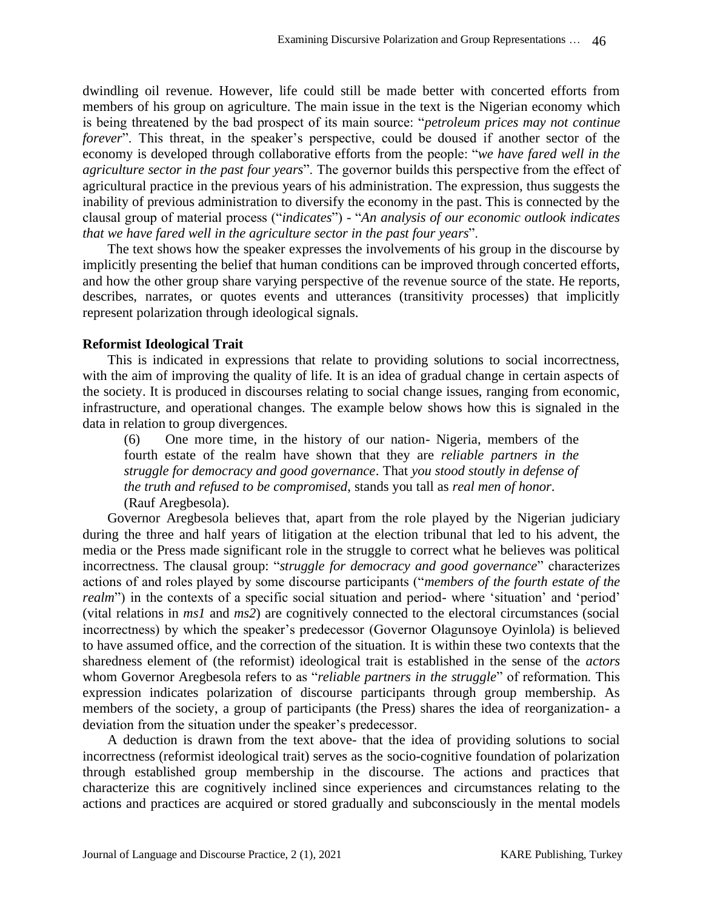dwindling oil revenue. However, life could still be made better with concerted efforts from members of his group on agriculture. The main issue in the text is the Nigerian economy which is being threatened by the bad prospect of its main source: "*petroleum prices may not continue forever*". This threat, in the speaker's perspective, could be doused if another sector of the economy is developed through collaborative efforts from the people: "*we have fared well in the agriculture sector in the past four years*". The governor builds this perspective from the effect of agricultural practice in the previous years of his administration. The expression, thus suggests the inability of previous administration to diversify the economy in the past. This is connected by the clausal group of material process ("*indicates*") - "*An analysis of our economic outlook indicates that we have fared well in the agriculture sector in the past four years*".

The text shows how the speaker expresses the involvements of his group in the discourse by implicitly presenting the belief that human conditions can be improved through concerted efforts, and how the other group share varying perspective of the revenue source of the state. He reports, describes, narrates, or quotes events and utterances (transitivity processes) that implicitly represent polarization through ideological signals.

**Reformist Ideological Trait**

This is indicated in expressions that relate to providing solutions to social incorrectness, with the aim of improving the quality of life. It is an idea of gradual change in certain aspects of the society. It is produced in discourses relating to social change issues, ranging from economic, infrastructure, and operational changes. The example below shows how this is signaled in the data in relation to group divergences.

> (6) One more time, in the history of our nation- Nigeria, members of the fourth estate of the realm have shown that they are *reliable partners in the struggle for democracy and good governance*. That *you stood stoutly in defense of the truth and refused to be compromised*, stands you tall as *real men of honor*. (Rauf Aregbesola).

Governor Aregbesola believes that, apart from the role played by the Nigerian judiciary during the three and half years of litigation at the election tribunal that led to his advent, the media or the Press made significant role in the struggle to correct what he believes was political incorrectness. The clausal group: "*struggle for democracy and good governance*" characterizes actions of and roles played by some discourse participants ("*members of the fourth estate of the realm*") in the contexts of a specific social situation and period- where 'situation' and 'period' (vital relations in *ms1* and *ms2*) are cognitively connected to the electoral circumstances (social incorrectness) by which the speaker's predecessor (Governor Olagunsoye Oyinlola) is believed to have assumed office, and the correction of the situation. It is within these two contexts that the sharedness element of (the reformist) ideological trait is established in the sense of the *actors* whom Governor Aregbesola refers to as "*reliable partners in the struggle*" of reformation. This expression indicates polarization of discourse participants through group membership. As members of the society, a group of participants (the Press) shares the idea of reorganization- a deviation from the situation under the speaker's predecessor.

A deduction is drawn from the text above- that the idea of providing solutions to social incorrectness (reformist ideological trait) serves as the socio-cognitive foundation of polarization through established group membership in the discourse. The actions and practices that characterize this are cognitively inclined since experiences and circumstances relating to the actions and practices are acquired or stored gradually and subconsciously in the mental models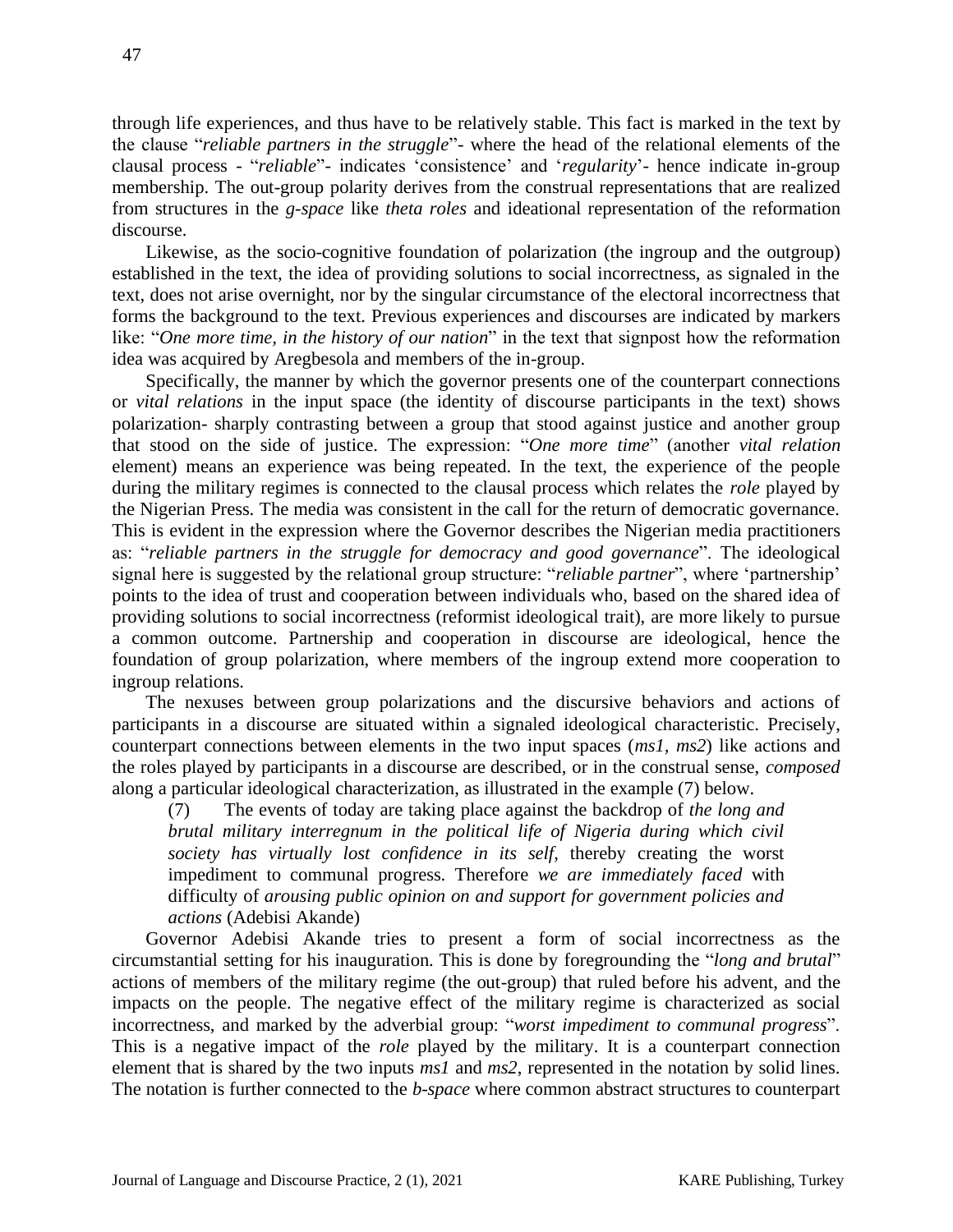through life experiences, and thus have to be relatively stable. This fact is marked in the text by the clause "*reliable partners in the struggle*"- where the head of the relational elements of the clausal process - "*reliable*"- indicates 'consistence' and '*regularity*'- hence indicate in-group membership. The out-group polarity derives from the construal representations that are realized from structures in the *g-space* like *theta roles* and ideational representation of the reformation discourse.

Likewise, as the socio-cognitive foundation of polarization (the ingroup and the outgroup) established in the text, the idea of providing solutions to social incorrectness, as signaled in the text, does not arise overnight, nor by the singular circumstance of the electoral incorrectness that forms the background to the text. Previous experiences and discourses are indicated by markers like: "*One more time, in the history of our nation*" in the text that signpost how the reformation idea was acquired by Aregbesola and members of the in-group.

Specifically, the manner by which the governor presents one of the counterpart connections or *vital relations* in the input space (the identity of discourse participants in the text) shows polarization- sharply contrasting between a group that stood against justice and another group that stood on the side of justice. The expression: "*One more time*" (another *vital relation* element) means an experience was being repeated. In the text, the experience of the people during the military regimes is connected to the clausal process which relates the *role* played by the Nigerian Press. The media was consistent in the call for the return of democratic governance. This is evident in the expression where the Governor describes the Nigerian media practitioners as: "*reliable partners in the struggle for democracy and good governance*". The ideological signal here is suggested by the relational group structure: "*reliable partner*", where 'partnership' points to the idea of trust and cooperation between individuals who, based on the shared idea of providing solutions to social incorrectness (reformist ideological trait), are more likely to pursue a common outcome. Partnership and cooperation in discourse are ideological, hence the foundation of group polarization, where members of the ingroup extend more cooperation to ingroup relations.

The nexuses between group polarizations and the discursive behaviors and actions of participants in a discourse are situated within a signaled ideological characteristic. Precisely, counterpart connections between elements in the two input spaces (*ms1, ms2*) like actions and the roles played by participants in a discourse are described, or in the construal sense, *composed* along a particular ideological characterization, as illustrated in the example (7) below.

> (7) The events of today are taking place against the backdrop of *the long and brutal military interregnum in the political life of Nigeria during which civil society has virtually lost confidence in its self*, thereby creating the worst impediment to communal progress. Therefore *we are immediately faced* with difficulty of *arousing public opinion on and support for government policies and actions* (Adebisi Akande)

Governor Adebisi Akande tries to present a form of social incorrectness as the circumstantial setting for his inauguration. This is done by foregrounding the "*long and brutal*" actions of members of the military regime (the out-group) that ruled before his advent, and the impacts on the people. The negative effect of the military regime is characterized as social incorrectness, and marked by the adverbial group: "*worst impediment to communal progress*". This is a negative impact of the *role* played by the military. It is a counterpart connection element that is shared by the two inputs *ms1* and *ms2*, represented in the notation by solid lines. The notation is further connected to the *b-space* where common abstract structures to counterpart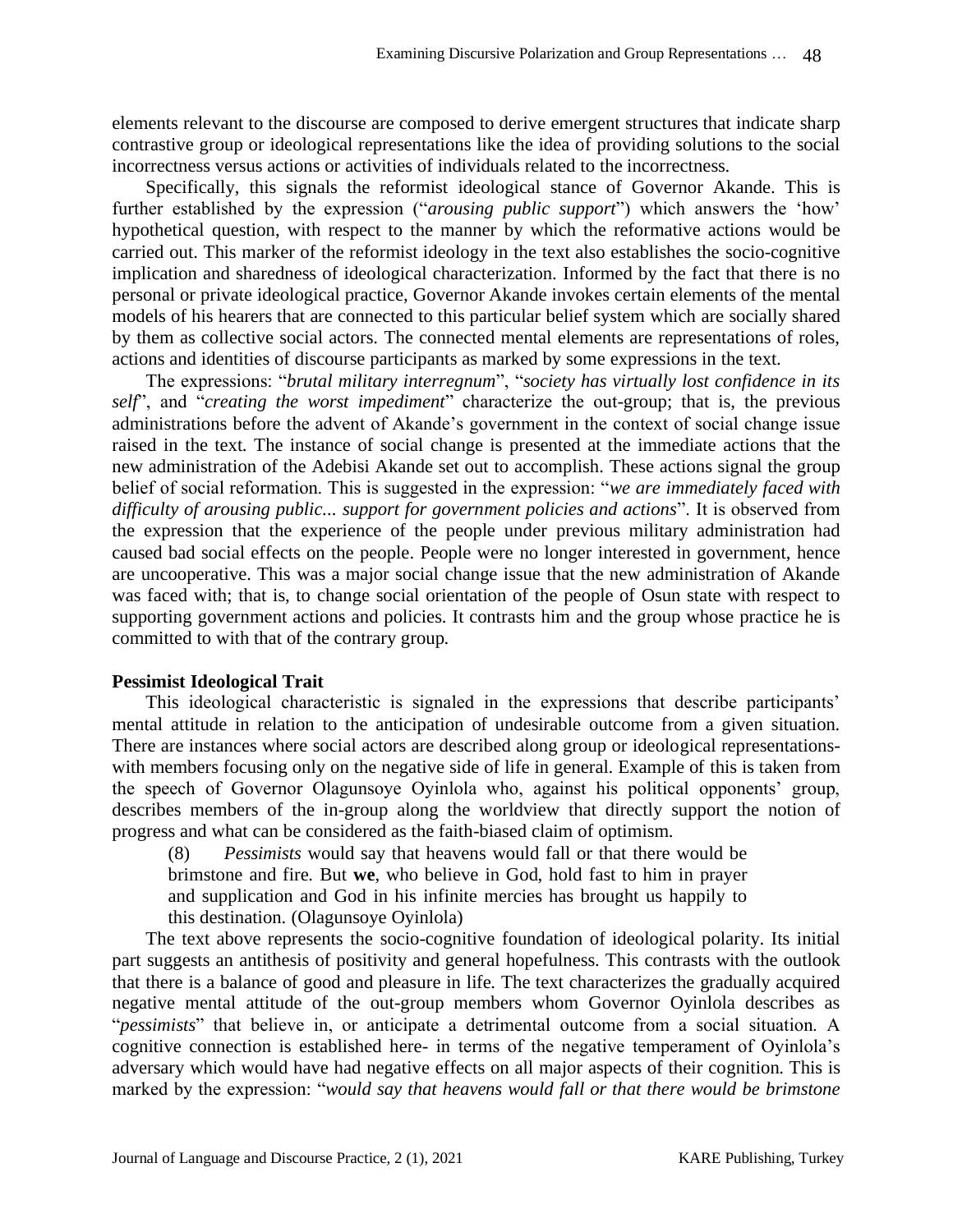elements relevant to the discourse are composed to derive emergent structures that indicate sharp contrastive group or ideological representations like the idea of providing solutions to the social incorrectness versus actions or activities of individuals related to the incorrectness.

Specifically, this signals the reformist ideological stance of Governor Akande. This is further established by the expression ("*arousing public support*") which answers the 'how' hypothetical question, with respect to the manner by which the reformative actions would be carried out. This marker of the reformist ideology in the text also establishes the socio-cognitive implication and sharedness of ideological characterization. Informed by the fact that there is no personal or private ideological practice, Governor Akande invokes certain elements of the mental models of his hearers that are connected to this particular belief system which are socially shared by them as collective social actors. The connected mental elements are representations of roles, actions and identities of discourse participants as marked by some expressions in the text.

The expressions: "*brutal military interregnum*", "*society has virtually lost confidence in its self*", and "*creating the worst impediment*" characterize the out-group; that is, the previous administrations before the advent of Akande's government in the context of social change issue raised in the text. The instance of social change is presented at the immediate actions that the new administration of the Adebisi Akande set out to accomplish. These actions signal the group belief of social reformation. This is suggested in the expression: "*we are immediately faced with difficulty of arousing public... support for government policies and actions*". It is observed from the expression that the experience of the people under previous military administration had caused bad social effects on the people. People were no longer interested in government, hence are uncooperative. This was a major social change issue that the new administration of Akande was faced with; that is, to change social orientation of the people of Osun state with respect to supporting government actions and policies. It contrasts him and the group whose practice he is committed to with that of the contrary group.

**Pessimist Ideological Trait**

This ideological characteristic is signaled in the expressions that describe participants' mental attitude in relation to the anticipation of undesirable outcome from a given situation. There are instances where social actors are described along group or ideological representations- with members focusing only on the negative side of life in general. Example of this is taken from the speech of Governor Olagunsoye Oyinlola who, against his political opponents' group, describes members of the in-group along the worldview that directly support the notion of progress and what can be considered as the faith-biased claim of optimism.

> (8) *Pessimists* would say that heavens would fall or that there would be brimstone and fire. But **we**, who believe in God, hold fast to him in prayer and supplication and God in his infinite mercies has brought us happily to this destination. (Olagunsoye Oyinlola)

The text above represents the socio-cognitive foundation of ideological polarity. Its initial part suggests an antithesis of positivity and general hopefulness. This contrasts with the outlook that there is a balance of good and pleasure in life. The text characterizes the gradually acquired negative mental attitude of the out-group members whom Governor Oyinlola describes as "*pessimists*" that believe in, or anticipate a detrimental outcome from a social situation. A cognitive connection is established here- in terms of the negative temperament of Oyinlola's adversary which would have had negative effects on all major aspects of their cognition. This is marked by the expression: "*would say that heavens would fall or that there would be brimstone*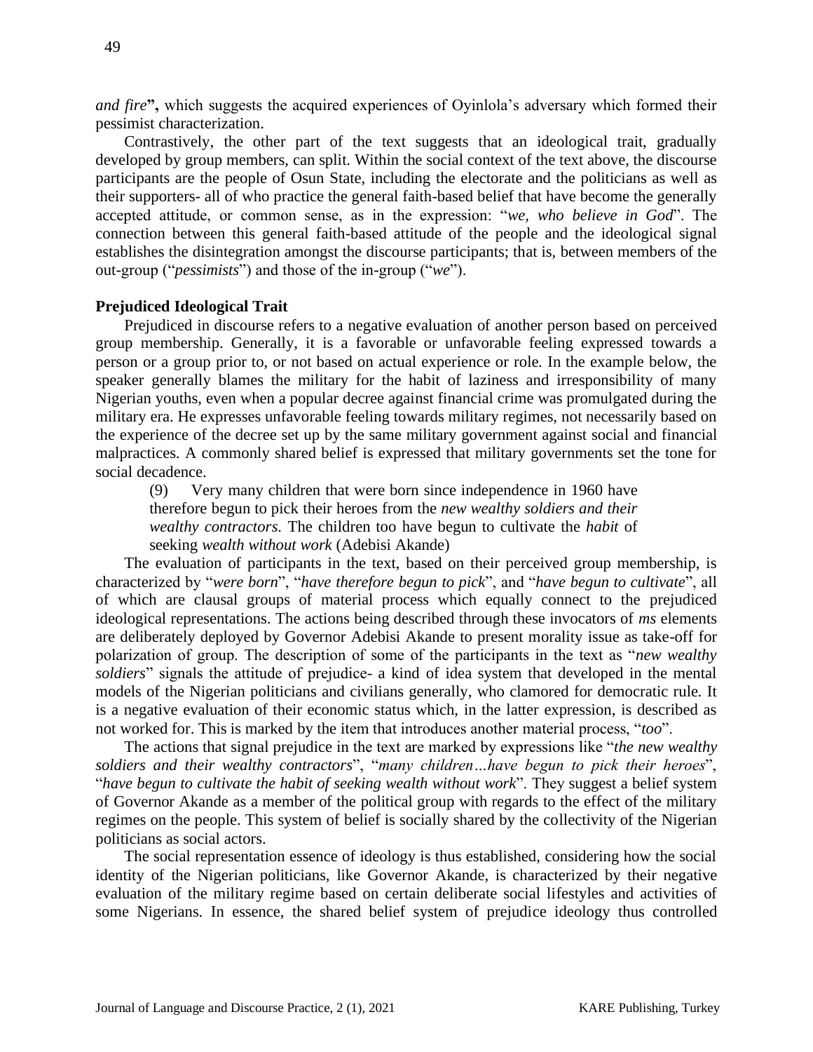*and fire***",** which suggests the acquired experiences of Oyinlola's adversary which formed their pessimist characterization.

Contrastively, the other part of the text suggests that an ideological trait, gradually developed by group members, can split. Within the social context of the text above, the discourse participants are the people of Osun State, including the electorate and the politicians as well as their supporters- all of who practice the general faith-based belief that have become the generally accepted attitude, or common sense, as in the expression: "*we, who believe in God*". The connection between this general faith-based attitude of the people and the ideological signal establishes the disintegration amongst the discourse participants; that is, between members of the out-group ("*pessimists*") and those of the in-group ("*we*").

**Prejudiced Ideological Trait**

Prejudiced in discourse refers to a negative evaluation of another person based on perceived group membership. Generally, it is a favorable or unfavorable feeling expressed towards a person or a group prior to, or not based on actual experience or role. In the example below, the speaker generally blames the military for the habit of laziness and irresponsibility of many Nigerian youths, even when a popular decree against financial crime was promulgated during the military era. He expresses unfavorable feeling towards military regimes, not necessarily based on the experience of the decree set up by the same military government against social and financial malpractices. A commonly shared belief is expressed that military governments set the tone for social decadence.

> (9) Very many children that were born since independence in 1960 have therefore begun to pick their heroes from the *new wealthy soldiers and their wealthy contractors*. The children too have begun to cultivate the *habit* of seeking *wealth without work* (Adebisi Akande)

The evaluation of participants in the text, based on their perceived group membership, is characterized by "*were born*", "*have therefore begun to pick*", and "*have begun to cultivate*", all of which are clausal groups of material process which equally connect to the prejudiced ideological representations. The actions being described through these invocators of *ms* elements are deliberately deployed by Governor Adebisi Akande to present morality issue as take-off for polarization of group. The description of some of the participants in the text as "*new wealthy soldiers*" signals the attitude of prejudice- a kind of idea system that developed in the mental models of the Nigerian politicians and civilians generally, who clamored for democratic rule. It is a negative evaluation of their economic status which, in the latter expression, is described as not worked for. This is marked by the item that introduces another material process, "*too*".

The actions that signal prejudice in the text are marked by expressions like "*the new wealthy soldiers and their wealthy contractors*", "*many children…have begun to pick their heroes*", "*have begun to cultivate the habit of seeking wealth without work*". They suggest a belief system of Governor Akande as a member of the political group with regards to the effect of the military regimes on the people. This system of belief is socially shared by the collectivity of the Nigerian politicians as social actors.

The social representation essence of ideology is thus established, considering how the social identity of the Nigerian politicians, like Governor Akande, is characterized by their negative evaluation of the military regime based on certain deliberate social lifestyles and activities of some Nigerians. In essence, the shared belief system of prejudice ideology thus controlled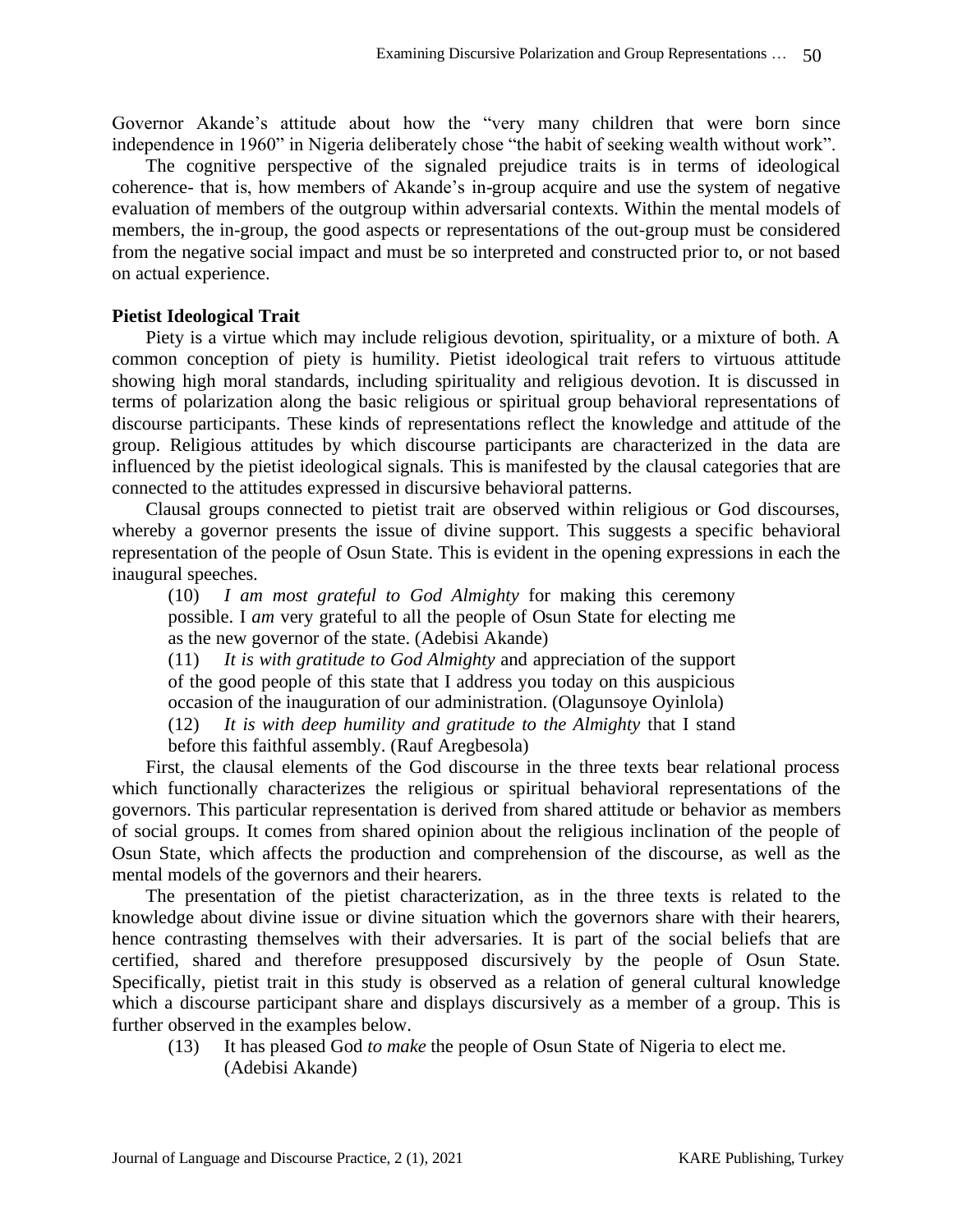Governor Akande's attitude about how the "very many children that were born since independence in 1960" in Nigeria deliberately chose "the habit of seeking wealth without work".

The cognitive perspective of the signaled prejudice traits is in terms of ideological coherence- that is, how members of Akande's in-group acquire and use the system of negative evaluation of members of the outgroup within adversarial contexts. Within the mental models of members, the in-group, the good aspects or representations of the out-group must be considered from the negative social impact and must be so interpreted and constructed prior to, or not based on actual experience.

**Pietist Ideological Trait**

Piety is a virtue which may include religious devotion, spirituality, or a mixture of both. A common conception of piety is humility. Pietist ideological trait refers to virtuous attitude showing high moral standards, including spirituality and religious devotion. It is discussed in terms of polarization along the basic religious or spiritual group behavioral representations of discourse participants. These kinds of representations reflect the knowledge and attitude of the group. Religious attitudes by which discourse participants are characterized in the data are influenced by the pietist ideological signals. This is manifested by the clausal categories that are connected to the attitudes expressed in discursive behavioral patterns.

Clausal groups connected to pietist trait are observed within religious or God discourses, whereby a governor presents the issue of divine support. This suggests a specific behavioral representation of the people of Osun State. This is evident in the opening expressions in each the inaugural speeches.

> (10) *I am most grateful to God Almighty* for making this ceremony possible. I *am* very grateful to all the people of Osun State for electing me as the new governor of the state. (Adebisi Akande)
>
> (11) *It is with gratitude to God Almighty* and appreciation of the support of the good people of this state that I address you today on this auspicious occasion of the inauguration of our administration. (Olagunsoye Oyinlola)
>
> (12) *It is with deep humility and gratitude to the Almighty* that I stand before this faithful assembly. (Rauf Aregbesola)

First, the clausal elements of the God discourse in the three texts bear relational process which functionally characterizes the religious or spiritual behavioral representations of the governors. This particular representation is derived from shared attitude or behavior as members of social groups. It comes from shared opinion about the religious inclination of the people of Osun State, which affects the production and comprehension of the discourse, as well as the mental models of the governors and their hearers.

The presentation of the pietist characterization, as in the three texts is related to the knowledge about divine issue or divine situation which the governors share with their hearers, hence contrasting themselves with their adversaries. It is part of the social beliefs that are certified, shared and therefore presupposed discursively by the people of Osun State. Specifically, pietist trait in this study is observed as a relation of general cultural knowledge which a discourse participant share and displays discursively as a member of a group. This is further observed in the examples below.

> (13) It has pleased God *to make* the people of Osun State of Nigeria to elect me. (Adebisi Akande)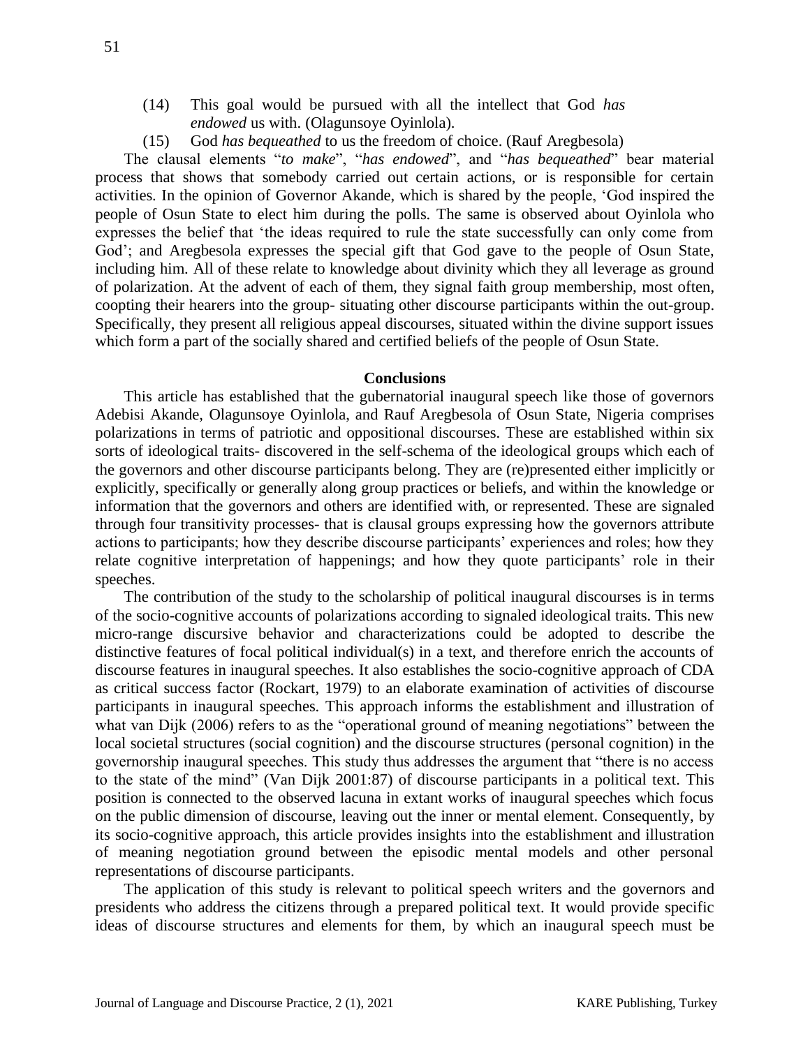(14) This goal would be pursued with all the intellect that God *has endowed* us with. (Olagunsoye Oyinlola).

(15) God *has bequeathed* to us the freedom of choice. (Rauf Aregbesola)

The clausal elements "*to make*", "*has endowed*", and "*has bequeathed*" bear material process that shows that somebody carried out certain actions, or is responsible for certain activities. In the opinion of Governor Akande, which is shared by the people, 'God inspired the people of Osun State to elect him during the polls. The same is observed about Oyinlola who expresses the belief that 'the ideas required to rule the state successfully can only come from God'; and Aregbesola expresses the special gift that God gave to the people of Osun State, including him. All of these relate to knowledge about divinity which they all leverage as ground of polarization. At the advent of each of them, they signal faith group membership, most often, coopting their hearers into the group- situating other discourse participants within the out-group. Specifically, they present all religious appeal discourses, situated within the divine support issues which form a part of the socially shared and certified beliefs of the people of Osun State.

## Conclusions

This article has established that the gubernatorial inaugural speech like those of governors Adebisi Akande, Olagunsoye Oyinlola, and Rauf Aregbesola of Osun State, Nigeria comprises polarizations in terms of patriotic and oppositional discourses. These are established within six sorts of ideological traits- discovered in the self-schema of the ideological groups which each of the governors and other discourse participants belong. They are (re)presented either implicitly or explicitly, specifically or generally along group practices or beliefs, and within the knowledge or information that the governors and others are identified with, or represented. These are signaled through four transitivity processes- that is clausal groups expressing how the governors attribute actions to participants; how they describe discourse participants' experiences and roles; how they relate cognitive interpretation of happenings; and how they quote participants' role in their speeches.

The contribution of the study to the scholarship of political inaugural discourses is in terms of the socio-cognitive accounts of polarizations according to signaled ideological traits. This new micro-range discursive behavior and characterizations could be adopted to describe the distinctive features of focal political individual(s) in a text, and therefore enrich the accounts of discourse features in inaugural speeches. It also establishes the socio-cognitive approach of CDA as critical success factor (Rockart, 1979) to an elaborate examination of activities of discourse participants in inaugural speeches. This approach informs the establishment and illustration of what van Dijk (2006) refers to as the "operational ground of meaning negotiations" between the local societal structures (social cognition) and the discourse structures (personal cognition) in the governorship inaugural speeches. This study thus addresses the argument that "there is no access to the state of the mind" (Van Dijk 2001:87) of discourse participants in a political text. This position is connected to the observed lacuna in extant works of inaugural speeches which focus on the public dimension of discourse, leaving out the inner or mental element. Consequently, by its socio-cognitive approach, this article provides insights into the establishment and illustration of meaning negotiation ground between the episodic mental models and other personal representations of discourse participants.

The application of this study is relevant to political speech writers and the governors and presidents who address the citizens through a prepared political text. It would provide specific ideas of discourse structures and elements for them, by which an inaugural speech must be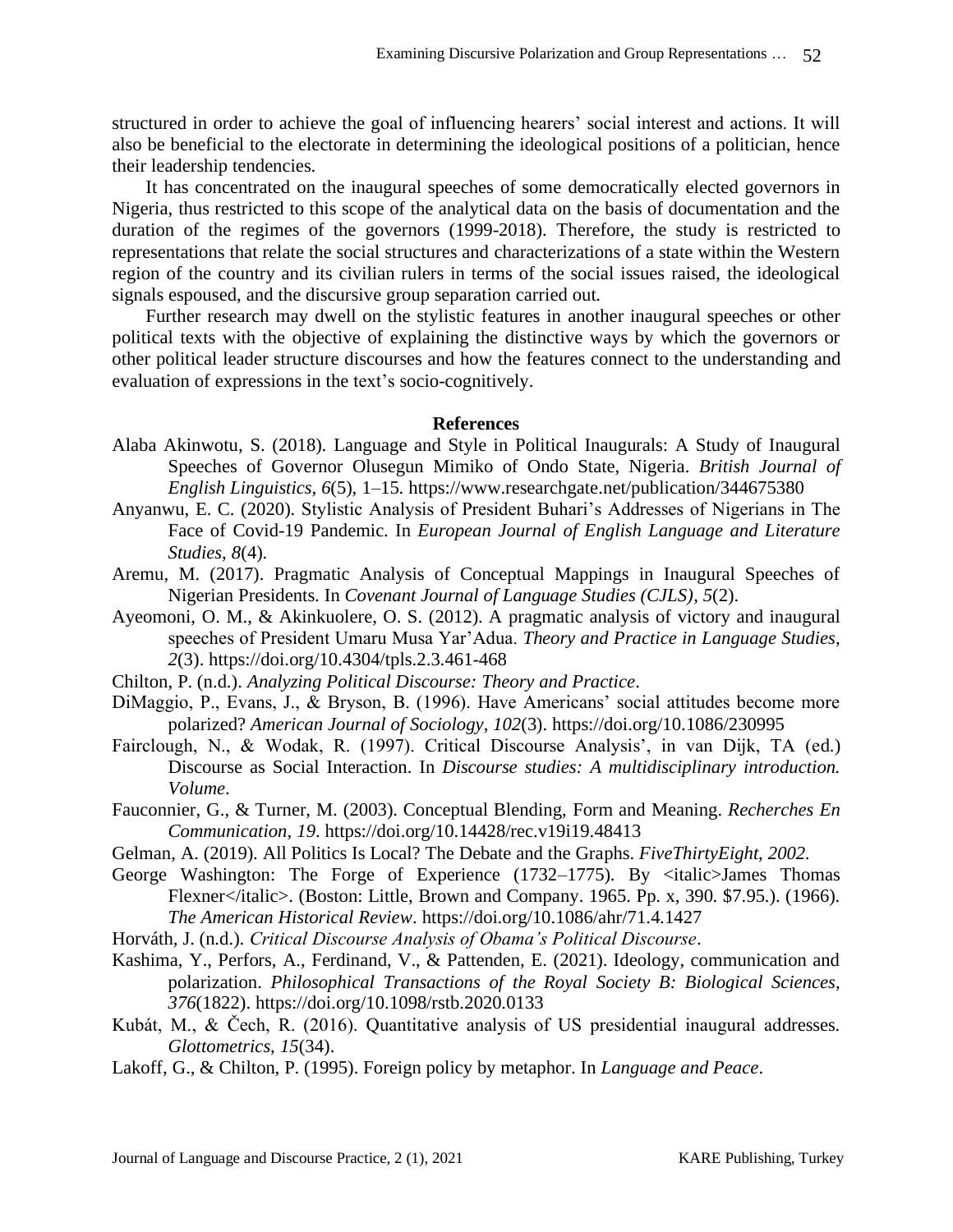structured in order to achieve the goal of influencing hearers' social interest and actions. It will also be beneficial to the electorate in determining the ideological positions of a politician, hence their leadership tendencies.

It has concentrated on the inaugural speeches of some democratically elected governors in Nigeria, thus restricted to this scope of the analytical data on the basis of documentation and the duration of the regimes of the governors (1999-2018). Therefore, the study is restricted to representations that relate the social structures and characterizations of a state within the Western region of the country and its civilian rulers in terms of the social issues raised, the ideological signals espoused, and the discursive group separation carried out.

Further research may dwell on the stylistic features in another inaugural speeches or other political texts with the objective of explaining the distinctive ways by which the governors or other political leader structure discourses and how the features connect to the understanding and evaluation of expressions in the text's socio-cognitively.

## References

Alaba Akinwotu, S. (2018). Language and Style in Political Inaugurals: A Study of Inaugural Speeches of Governor Olusegun Mimiko of Ondo State, Nigeria. *British Journal of English Linguistics*, *6*(5), 1–15. https://www.researchgate.net/publication/344675380

Anyanwu, E. C. (2020). Stylistic Analysis of President Buhari's Addresses of Nigerians in The Face of Covid-19 Pandemic. In *European Journal of English Language and Literature Studies*, *8*(4).

Aremu, M. (2017). Pragmatic Analysis of Conceptual Mappings in Inaugural Speeches of Nigerian Presidents. In *Covenant Journal of Language Studies (CJLS)*, *5*(2).

Ayeomoni, O. M., & Akinkuolere, O. S. (2012). A pragmatic analysis of victory and inaugural speeches of President Umaru Musa Yar'Adua. *Theory and Practice in Language Studies*, *2*(3). https://doi.org/10.4304/tpls.2.3.461-468

Chilton, P. (n.d.). *Analyzing Political Discourse: Theory and Practice*.

DiMaggio, P., Evans, J., & Bryson, B. (1996). Have Americans' social attitudes become more polarized? *American Journal of Sociology*, *102*(3). https://doi.org/10.1086/230995

Fairclough, N., & Wodak, R. (1997). Critical Discourse Analysis', in van Dijk, TA (ed.) Discourse as Social Interaction. In *Discourse studies: A multidisciplinary introduction. Volume*.

Fauconnier, G., & Turner, M. (2003). Conceptual Blending, Form and Meaning. *Recherches En Communication*, *19*. https://doi.org/10.14428/rec.v19i19.48413

Gelman, A. (2019). All Politics Is Local? The Debate and the Graphs. *FiveThirtyEight*, *2002*.

George Washington: The Forge of Experience (1732–1775). By <italic>James Thomas Flexner</italic>. (Boston: Little, Brown and Company. 1965. Pp. x, 390. $7.95.). (1966). *The American Historical Review*. https://doi.org/10.1086/ahr/71.4.1427

Horváth, J. (n.d.). *Critical Discourse Analysis of Obama's Political Discourse*.

Kashima, Y., Perfors, A., Ferdinand, V., & Pattenden, E. (2021). Ideology, communication and polarization. *Philosophical Transactions of the Royal Society B: Biological Sciences*, *376*(1822). https://doi.org/10.1098/rstb.2020.0133

Kubát, M., & Čech, R. (2016). Quantitative analysis of US presidential inaugural addresses. *Glottometrics*, *15*(34).

Lakoff, G., & Chilton, P. (1995). Foreign policy by metaphor. In *Language and Peace*.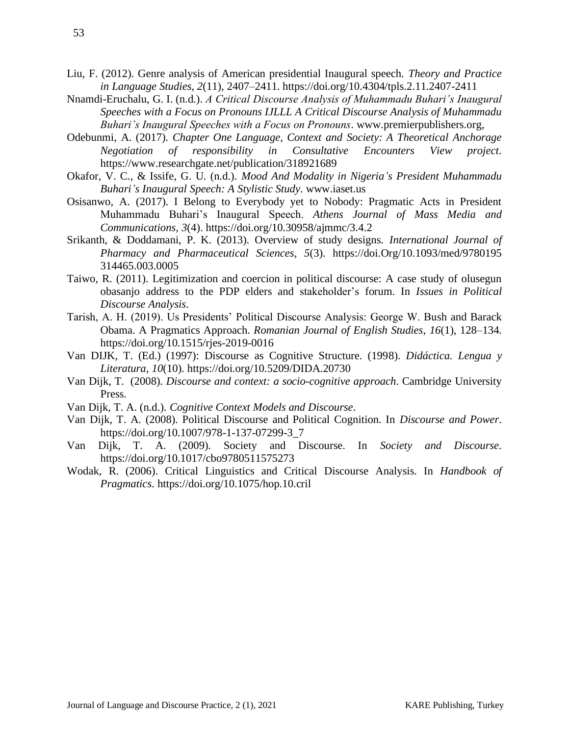Liu, F. (2012). Genre analysis of American presidential Inaugural speech. *Theory and Practice in Language Studies*, *2*(11), 2407–2411. https://doi.org/10.4304/tpls.2.11.2407-2411

Nnamdi-Eruchalu, G. I. (n.d.). *A Critical Discourse Analysis of Muhammadu Buhari's Inaugural Speeches with a Focus on Pronouns IJLLL A Critical Discourse Analysis of Muhammadu Buhari's Inaugural Speeches with a Focus on Pronouns*. www.premierpublishers.org,

Odebunmi, A. (2017). *Chapter One Language, Context and Society: A Theoretical Anchorage Negotiation of responsibility in Consultative Encounters View project*. https://www.researchgate.net/publication/318921689

Okafor, V. C., & Issife, G. U. (n.d.). *Mood And Modality in Nigeria's President Muhammadu Buhari's Inaugural Speech: A Stylistic Study*. www.iaset.us

Osisanwo, A. (2017). I Belong to Everybody yet to Nobody: Pragmatic Acts in President Muhammadu Buhari's Inaugural Speech. *Athens Journal of Mass Media and Communications*, *3*(4). https://doi.org/10.30958/ajmmc/3.4.2

Srikanth, & Doddamani, P. K. (2013). Overview of study designs. *International Journal of Pharmacy and Pharmaceutical Sciences*, *5*(3). https://doi.Org/10.1093/med/9780195 314465.003.0005

Taiwo, R. (2011). Legitimization and coercion in political discourse: A case study of olusegun obasanjo address to the PDP elders and stakeholder's forum. In *Issues in Political Discourse Analysis*.

Tarish, A. H. (2019). Us Presidents' Political Discourse Analysis: George W. Bush and Barack Obama. A Pragmatics Approach. *Romanian Journal of English Studies*, *16*(1), 128–134. https://doi.org/10.1515/rjes-2019-0016

Van DIJK, T. (Ed.) (1997): Discourse as Cognitive Structure. (1998). *Didáctica. Lengua y Literatura*, *10*(10). https://doi.org/10.5209/DIDA.20730

Van Dijk, T. (2008). *Discourse and context: a socio-cognitive approach*. Cambridge University Press.

Van Dijk, T. A. (n.d.). *Cognitive Context Models and Discourse*.

Van Dijk, T. A. (2008). Political Discourse and Political Cognition. In *Discourse and Power*. https://doi.org/10.1007/978-1-137-07299-3_7

Van Dijk, T. A. (2009). Society and Discourse. In *Society and Discourse*. https://doi.org/10.1017/cbo9780511575273

Wodak, R. (2006). Critical Linguistics and Critical Discourse Analysis. In *Handbook of Pragmatics*. https://doi.org/10.1075/hop.10.cril